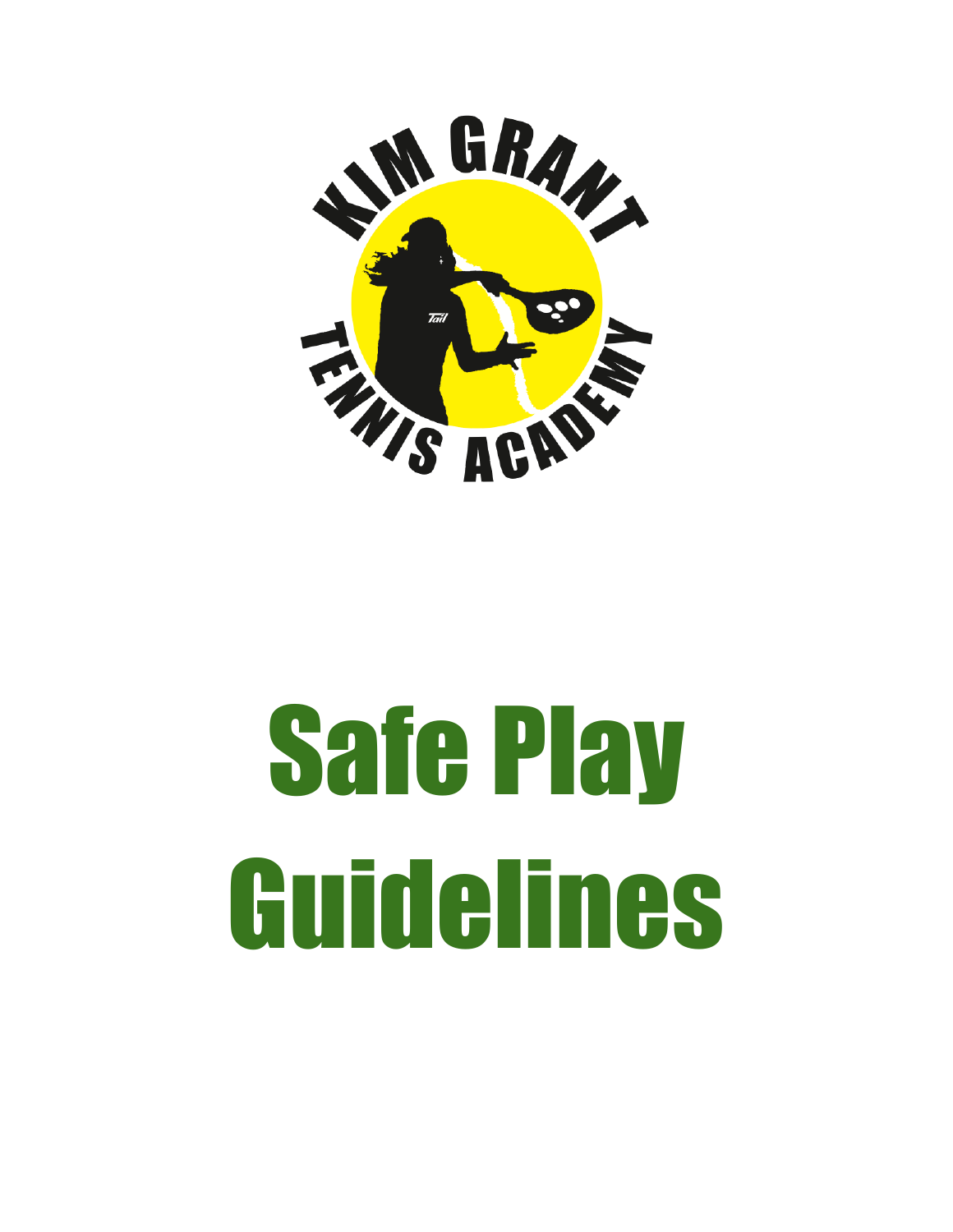# Safe Play Guidelines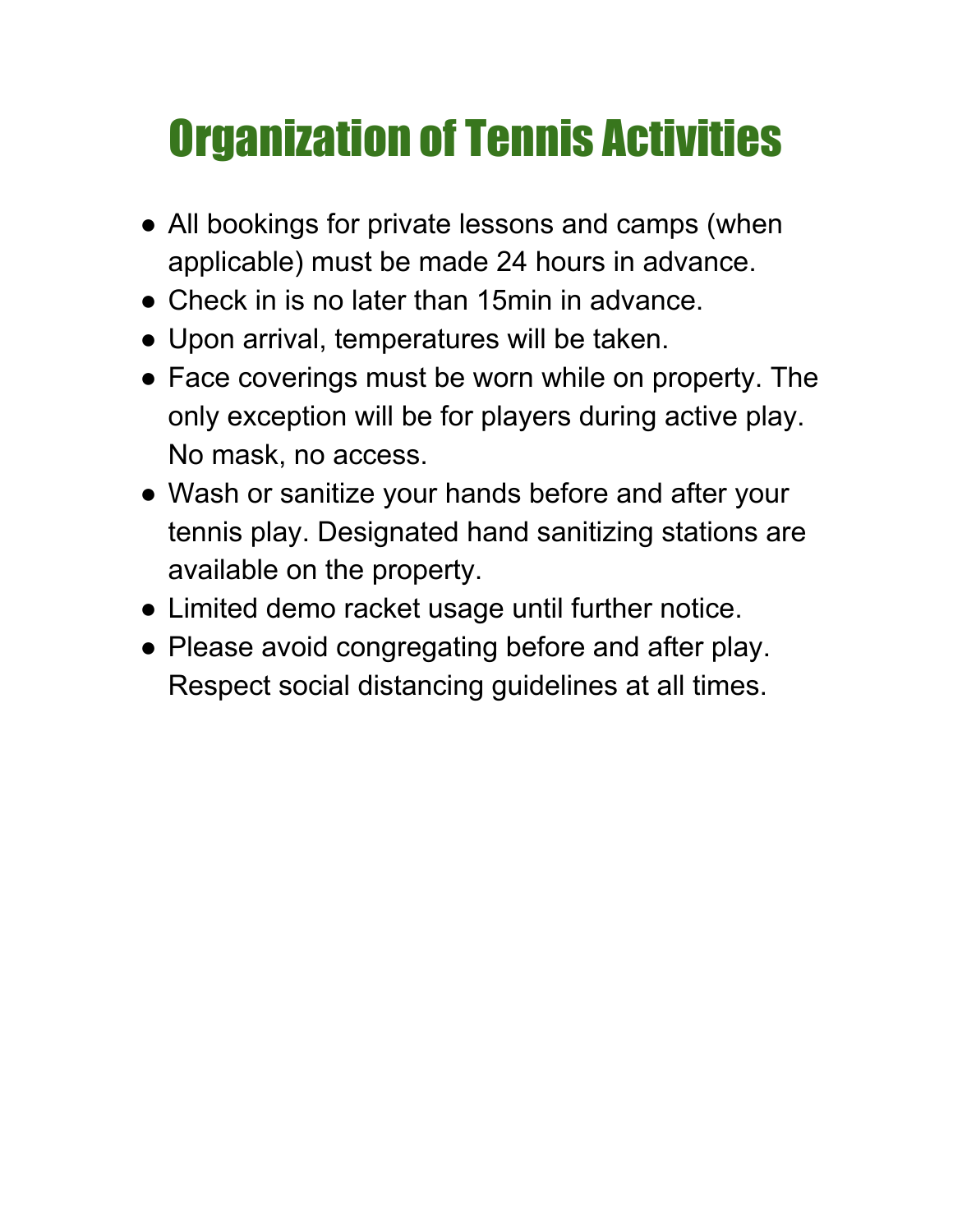# Organization of Tennis Activities

- All bookings for private lessons and camps (when applicable) must be made 24 hours in advance.
- Check in is no later than 15min in advance.
- Upon arrival, temperatures will be taken.
- Face coverings must be worn while on property. The only exception will be for players during active play. No mask, no access.
- Wash or sanitize your hands before and after your tennis play. Designated hand sanitizing stations are available on the property.
- Limited demo racket usage until further notice.
- Please avoid congregating before and after play. Respect social distancing guidelines at all times.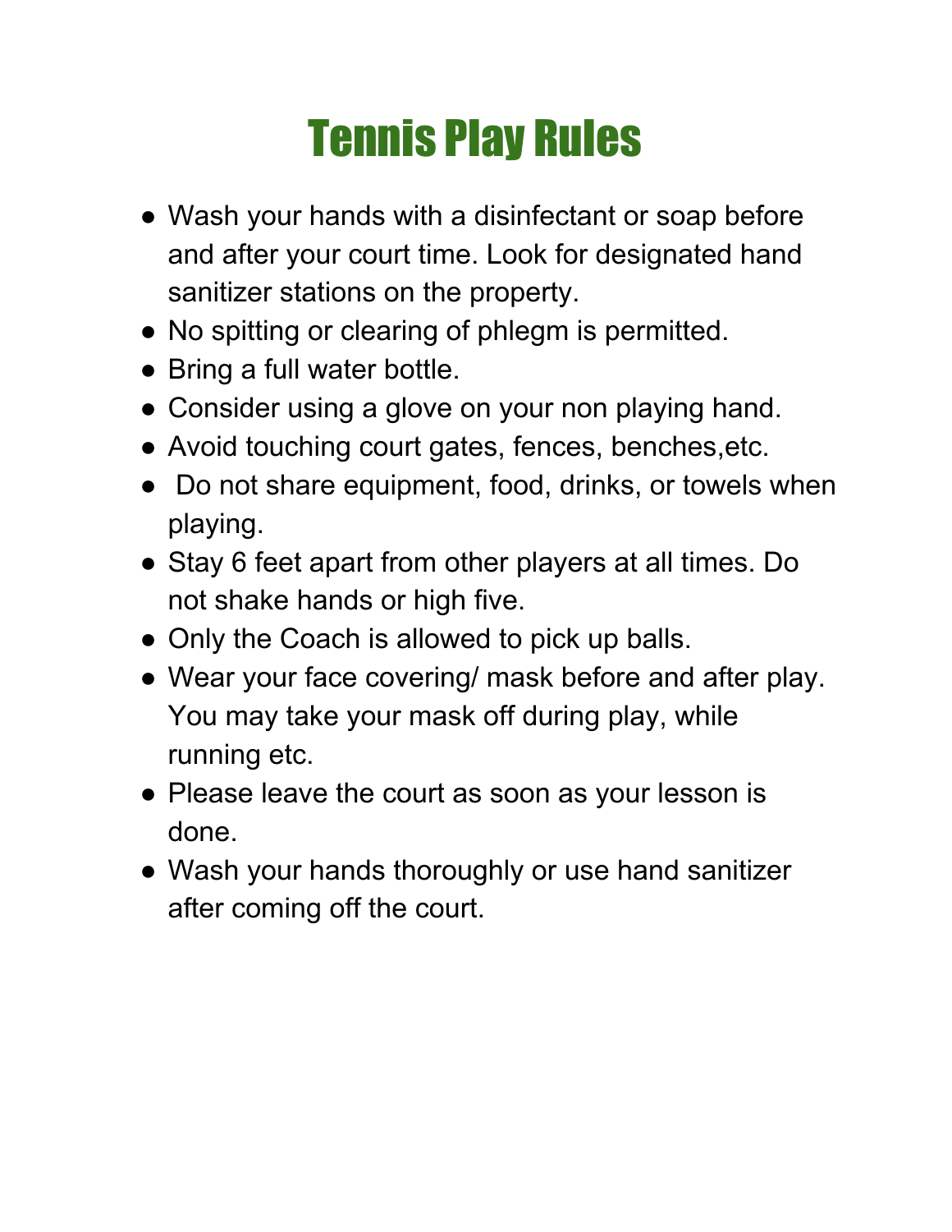# Tennis Play Rules

- Wash your hands with a disinfectant or soap before and after your court time. Look for designated hand sanitizer stations on the property.
- No spitting or clearing of phlegm is permitted.
- Bring a full water bottle.
- Consider using a glove on your non playing hand.
- Avoid touching court gates, fences, benches,etc.
- Do not share equipment, food, drinks, or towels when playing.
- Stay 6 feet apart from other players at all times. Do not shake hands or high five.
- Only the Coach is allowed to pick up balls.
- Wear your face covering/ mask before and after play. You may take your mask off during play, while running etc.
- Please leave the court as soon as your lesson is done.
- Wash your hands thoroughly or use hand sanitizer after coming off the court.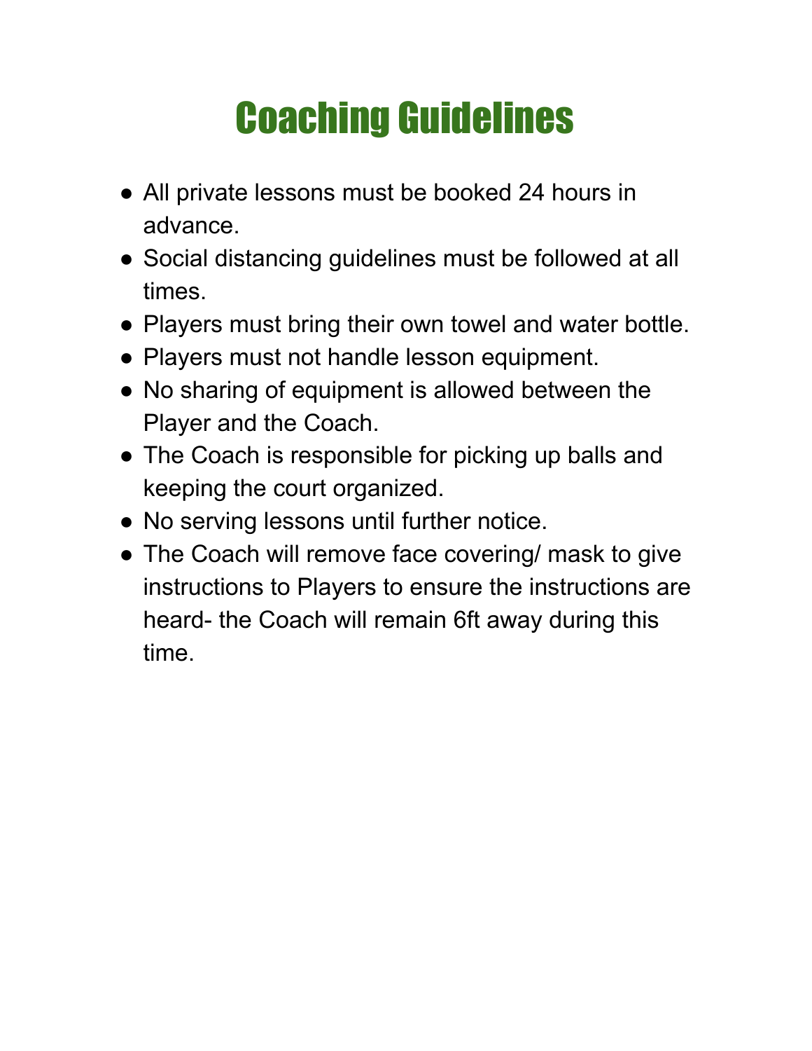# Coaching Guidelines

- All private lessons must be booked 24 hours in advance.
- Social distancing guidelines must be followed at all times.
- Players must bring their own towel and water bottle.
- Players must not handle lesson equipment.
- No sharing of equipment is allowed between the Player and the Coach.
- The Coach is responsible for picking up balls and keeping the court organized.
- No serving lessons until further notice.
- The Coach will remove face covering/ mask to give instructions to Players to ensure the instructions are heard- the Coach will remain 6ft away during this time.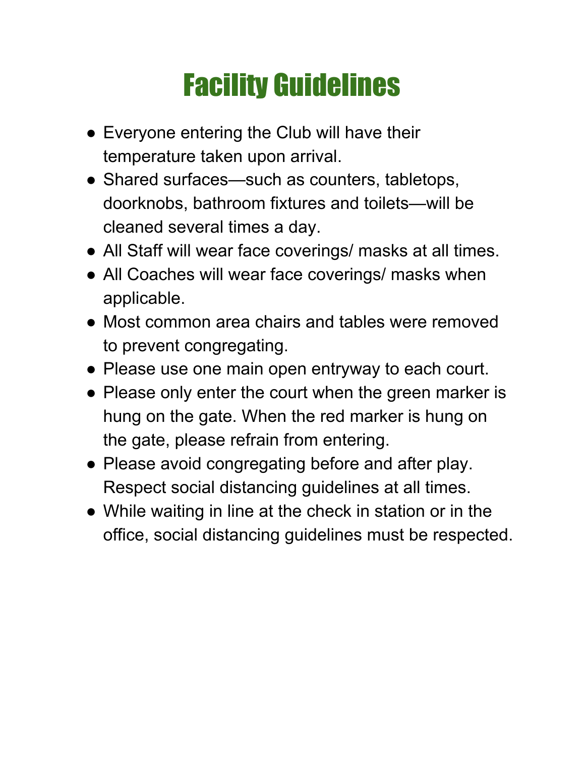# Facility Guidelines

- Everyone entering the Club will have their temperature taken upon arrival.
- Shared surfaces—such as counters, tabletops, doorknobs, bathroom fixtures and toilets—will be cleaned several times a day.
- All Staff will wear face coverings/ masks at all times.
- All Coaches will wear face coverings/ masks when applicable.
- Most common area chairs and tables were removed to prevent congregating.
- Please use one main open entryway to each court.
- Please only enter the court when the green marker is hung on the gate. When the red marker is hung on the gate, please refrain from entering.
- Please avoid congregating before and after play. Respect social distancing guidelines at all times.
- While waiting in line at the check in station or in the office, social distancing guidelines must be respected.